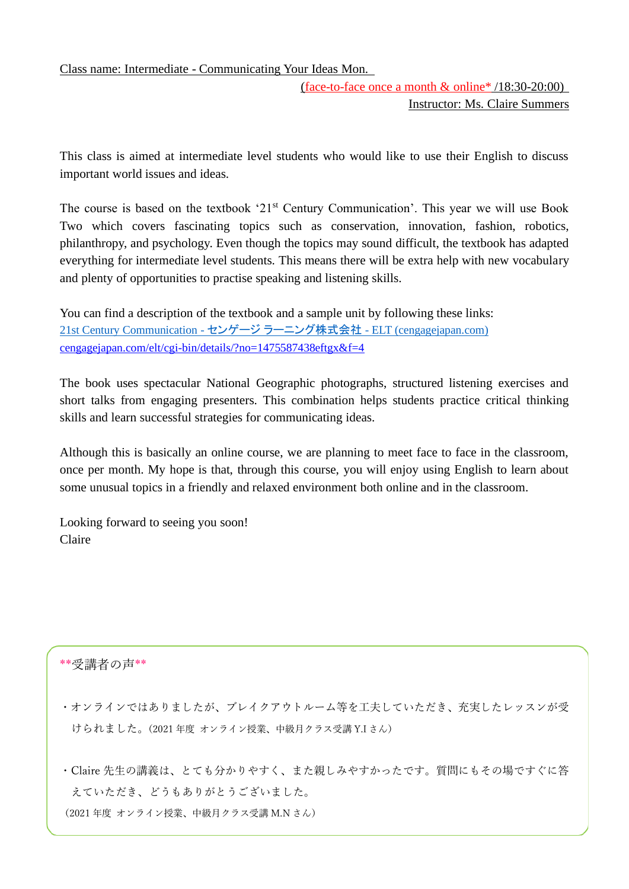Class name: Intermediate - Communicating Your Ideas Mon.

(face-to-face once a month & online* /18:30-20:00)

Instructor: Ms. Claire Summers

This class is aimed at intermediate level students who would like to use their English to discuss important world issues and ideas.

The course is based on the textbook '21st Century Communication'. This year we will use Book Two which covers fascinating topics such as conservation, innovation, fashion, robotics, philanthropy, and psychology. Even though the topics may sound difficult, the textbook has adapted everything for intermediate level students. This means there will be extra help with new vocabulary and plenty of opportunities to practise speaking and listening skills.

You can find a description of the textbook and a sample unit by following these links:
21st Century Communication - センゲージ ラーニング株式会社 - ELT (cengagejapan.com)
cengagejapan.com/elt/cgi-bin/details/?no=1475587438eftgx&f=4

The book uses spectacular National Geographic photographs, structured listening exercises and short talks from engaging presenters. This combination helps students practice critical thinking skills and learn successful strategies for communicating ideas.

Although this is basically an online course, we are planning to meet face to face in the classroom, once per month. My hope is that, through this course, you will enjoy using English to learn about some unusual topics in a friendly and relaxed environment both online and in the classroom.

Looking forward to seeing you soon!
Claire

**受講者の声**

・オンラインではありましたが、ブレイクアウトルーム等を工夫していただき、充実したレッスンが受けられました。（2021 年度 オンライン授業、中級月クラス受講 Y.I さん）

・Claire 先生の講義は、とても分かりやすく、また親しみやすかったです。質問にもその場ですぐに答えていただき、どうもありがとうございました。
（2021 年度 オンライン授業、中級月クラス受講 M.N さん）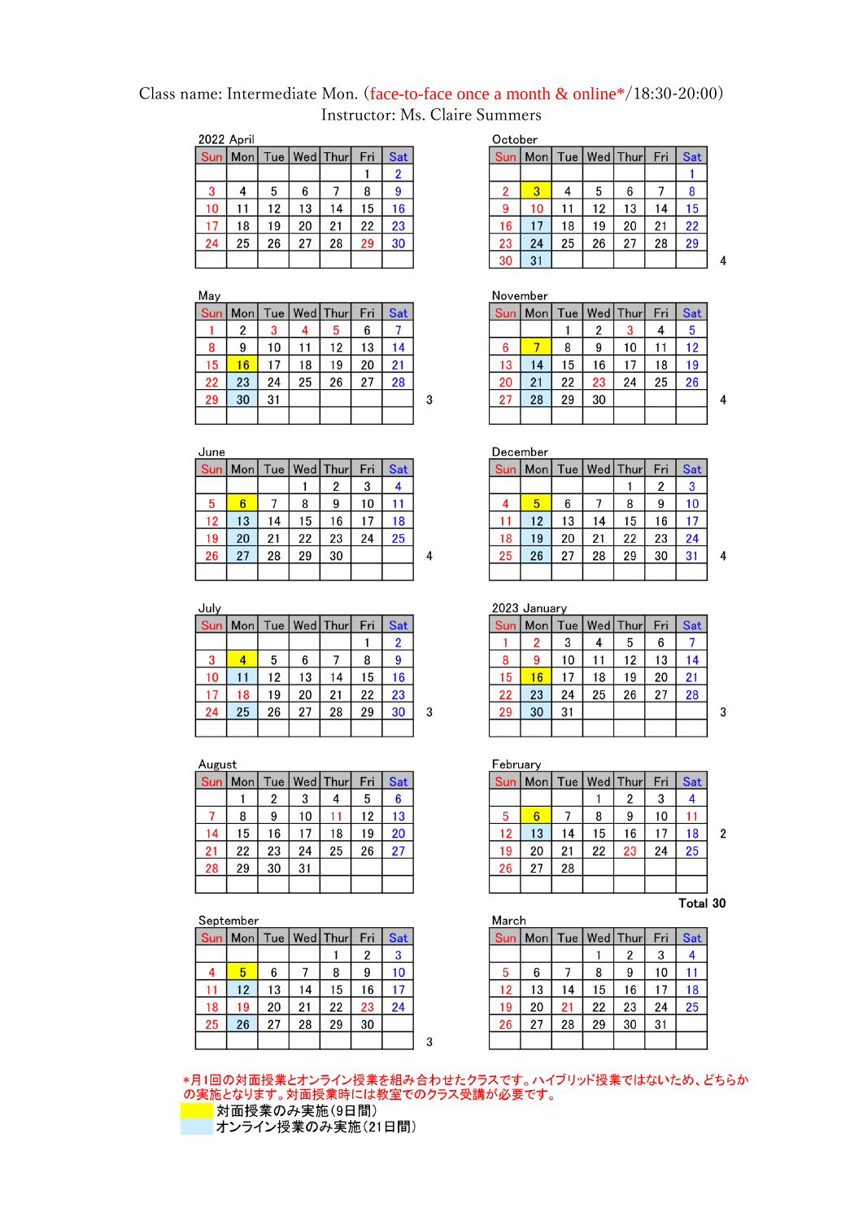Class name: Intermediate Mon. (face-to-face once a month & online*/18:30-20:00)
Instructor: Ms. Claire Summers

2022 April

| Sun | Mon | Tue | Wed | Thur | Fri | Sat |
|---|---|---|---|---|---|---|
| | | | | | 1 | 2 |
| 3 | 4 | 5 | 6 | 7 | 8 | 9 |
| 10 | 11 | 12 | 13 | 14 | 15 | 16 |
| 17 | 18 | 19 | 20 | 21 | 22 | 23 |
| 24 | 25 | 26 | 27 | 28 | 29 | 30 |

May

| Sun | Mon | Tue | Wed | Thur | Fri | Sat |
|---|---|---|---|---|---|---|
| 1 | 2 | 3 | 4 | 5 | 6 | 7 |
| 8 | 9 | 10 | 11 | 12 | 13 | 14 |
| 15 | 16 | 17 | 18 | 19 | 20 | 21 |
| 22 | 23 | 24 | 25 | 26 | 27 | 28 |
| 29 | 30 | 31 | | | | |

3

June

| Sun | Mon | Tue | Wed | Thur | Fri | Sat |
|---|---|---|---|---|---|---|
| | | | 1 | 2 | 3 | 4 |
| 5 | 6 | 7 | 8 | 9 | 10 | 11 |
| 12 | 13 | 14 | 15 | 16 | 17 | 18 |
| 19 | 20 | 21 | 22 | 23 | 24 | 25 |
| 26 | 27 | 28 | 29 | 30 | | |

4

July

| Sun | Mon | Tue | Wed | Thur | Fri | Sat |
|---|---|---|---|---|---|---|
| | | | | | 1 | 2 |
| 3 | 4 | 5 | 6 | 7 | 8 | 9 |
| 10 | 11 | 12 | 13 | 14 | 15 | 16 |
| 17 | 18 | 19 | 20 | 21 | 22 | 23 |
| 24 | 25 | 26 | 27 | 28 | 29 | 30 |

3

August

| Sun | Mon | Tue | Wed | Thur | Fri | Sat |
|---|---|---|---|---|---|---|
| | 1 | 2 | 3 | 4 | 5 | 6 |
| 7 | 8 | 9 | 10 | 11 | 12 | 13 |
| 14 | 15 | 16 | 17 | 18 | 19 | 20 |
| 21 | 22 | 23 | 24 | 25 | 26 | 27 |
| 28 | 29 | 30 | 31 | | | |

September

| Sun | Mon | Tue | Wed | Thur | Fri | Sat |
|---|---|---|---|---|---|---|
| | | | | 1 | 2 | 3 |
| 4 | 5 | 6 | 7 | 8 | 9 | 10 |
| 11 | 12 | 13 | 14 | 15 | 16 | 17 |
| 18 | 19 | 20 | 21 | 22 | 23 | 24 |
| 25 | 26 | 27 | 28 | 29 | 30 | |

3

October

| Sun | Mon | Tue | Wed | Thur | Fri | Sat |
|---|---|---|---|---|---|---|
| | | | | | | 1 |
| 2 | 3 | 4 | 5 | 6 | 7 | 8 |
| 9 | 10 | 11 | 12 | 13 | 14 | 15 |
| 16 | 17 | 18 | 19 | 20 | 21 | 22 |
| 23 | 24 | 25 | 26 | 27 | 28 | 29 |
| 30 | 31 | | | | | |

4

November

| Sun | Mon | Tue | Wed | Thur | Fri | Sat |
|---|---|---|---|---|---|---|
| | | 1 | 2 | 3 | 4 | 5 |
| 6 | 7 | 8 | 9 | 10 | 11 | 12 |
| 13 | 14 | 15 | 16 | 17 | 18 | 19 |
| 20 | 21 | 22 | 23 | 24 | 25 | 26 |
| 27 | 28 | 29 | 30 | | | |

4

December

| Sun | Mon | Tue | Wed | Thur | Fri | Sat |
|---|---|---|---|---|---|---|
| | | | | 1 | 2 | 3 |
| 4 | 5 | 6 | 7 | 8 | 9 | 10 |
| 11 | 12 | 13 | 14 | 15 | 16 | 17 |
| 18 | 19 | 20 | 21 | 22 | 23 | 24 |
| 25 | 26 | 27 | 28 | 29 | 30 | 31 |

4

2023 January

| Sun | Mon | Tue | Wed | Thur | Fri | Sat |
|---|---|---|---|---|---|---|
| 1 | 2 | 3 | 4 | 5 | 6 | 7 |
| 8 | 9 | 10 | 11 | 12 | 13 | 14 |
| 15 | 16 | 17 | 18 | 19 | 20 | 21 |
| 22 | 23 | 24 | 25 | 26 | 27 | 28 |
| 29 | 30 | 31 | | | | |

3

February

| Sun | Mon | Tue | Wed | Thur | Fri | Sat |
|---|---|---|---|---|---|---|
| | | | 1 | 2 | 3 | 4 |
| 5 | 6 | 7 | 8 | 9 | 10 | 11 |
| 12 | 13 | 14 | 15 | 16 | 17 | 18 |
| 19 | 20 | 21 | 22 | 23 | 24 | 25 |
| 26 | 27 | 28 | | | | |

2

**Total 30**

March

| Sun | Mon | Tue | Wed | Thur | Fri | Sat |
|---|---|---|---|---|---|---|
| | | | 1 | 2 | 3 | 4 |
| 5 | 6 | 7 | 8 | 9 | 10 | 11 |
| 12 | 13 | 14 | 15 | 16 | 17 | 18 |
| 19 | 20 | 21 | 22 | 23 | 24 | 25 |
| 26 | 27 | 28 | 29 | 30 | 31 | |

*月1回の対面授業とオンライン授業を組み合わせたクラスです。ハイブリッド授業ではないため、どちらかの実施となります。対面授業時には教室でのクラス受講が必要です。

対面授業のみ実施（9日間）: May 16, June 6, July 4, September 5, October 3, November 7, December 5, January 16, February 6

オンライン授業のみ実施（21日間）: May 23, May 30, June 13, June 20, June 27, July 11, July 25, September 12, September 26, October 17, October 24, October 31, November 14, November 21, November 28, December 12, December 19, December 26, January 23, January 30, February 13